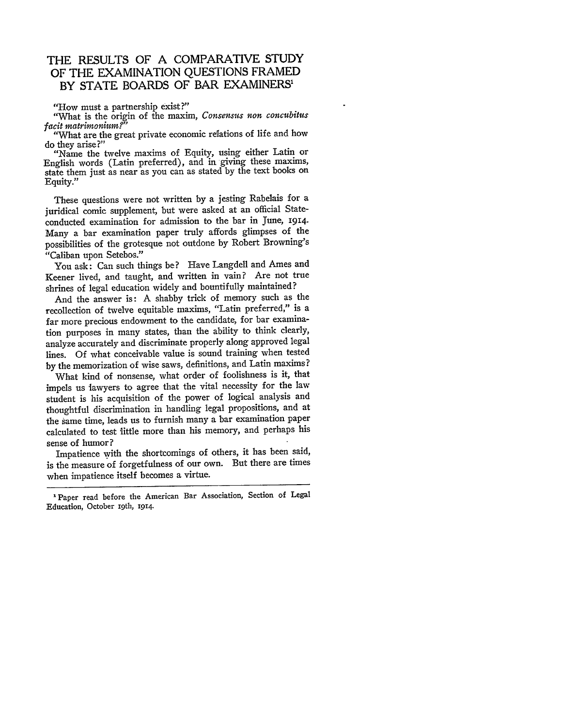# THE RESULTS OF A COMPARATIVE STUDY OF THE EXAMINATION QUESTIONS FRAMED BY STATE BOARDS OF BAR EXAMINERS[1]

"How must a partnership exist?"

"What is the origin of the maxim, *Consensus non concubitus facit matrimonium?*"

"What are the great private economic relations of life and how do they arise?"

"Name the twelve maxims of Equity, using either Latin or English words (Latin preferred), and in giving these maxims, state them just as near as you can as stated by the text books on Equity."

These questions were not written by a jesting Rabelais for a juridical comic supplement, but were asked at an official State-conducted examination for admission to the bar in June, 1914. Many a bar examination paper truly affords glimpses of the possibilities of the grotesque not outdone by Robert Browning's "Caliban upon Setebos."

You ask: Can such things be? Have Langdell and Ames and Keener lived, and taught, and written in vain? Are not true shrines of legal education widely and bountifully maintained?

And the answer is: A shabby trick of memory such as the recollection of twelve equitable maxims, "Latin preferred," is a far more precious endowment to the candidate, for bar examination purposes in many states, than the ability to think clearly, analyze accurately and discriminate properly along approved legal lines. Of what conceivable value is sound training when tested by the memorization of wise saws, definitions, and Latin maxims?

What kind of nonsense, what order of foolishness is it, that impels us lawyers to agree that the vital necessity for the law student is his acquisition of the power of logical analysis and thoughtful discrimination in handling legal propositions, and at the same time, leads us to furnish many a bar examination paper calculated to test little more than his memory, and perhaps his sense of humor?

Impatience with the shortcomings of others, it has been said, is the measure of forgetfulness of our own. But there are times when impatience itself becomes a virtue.

---

[1] Paper read before the American Bar Association, Section of Legal Education, October 19th, 1914.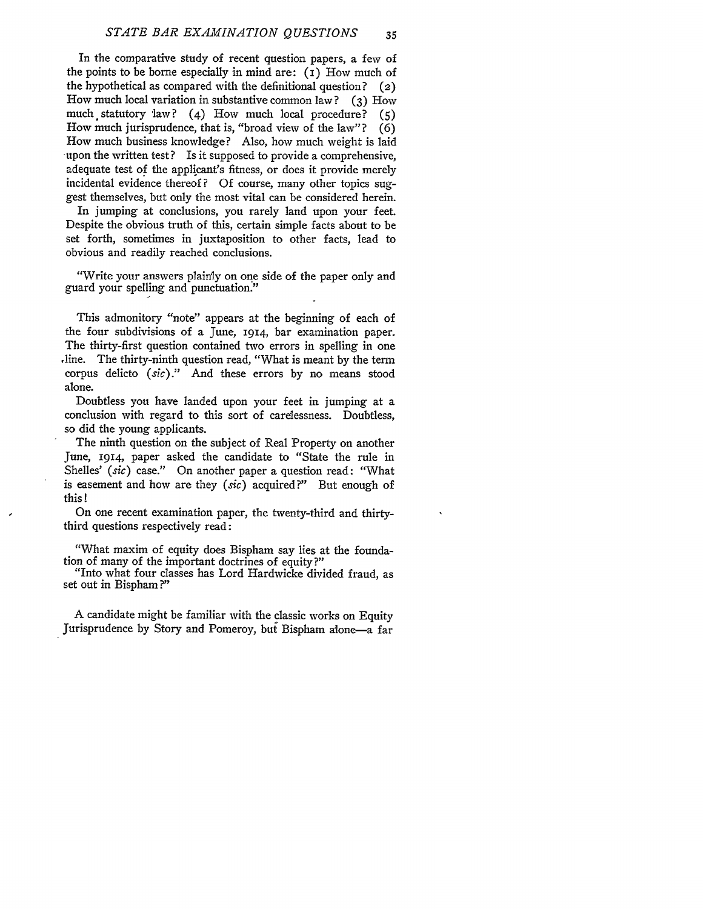In the comparative study of recent question papers, a few of the points to be borne especially in mind are: (1) How much of the hypothetical as compared with the definitional question? (2) How much local variation in substantive common law? (3) How much statutory law? (4) How much local procedure? (5) How much jurisprudence, that is, "broad view of the law"? (6) How much business knowledge? Also, how much weight is laid upon the written test? Is it supposed to provide a comprehensive, adequate test of the applicant's fitness, or does it provide merely incidental evidence thereof? Of course, many other topics suggest themselves, but only the most vital can be considered herein.

In jumping at conclusions, you rarely land upon your feet. Despite the obvious truth of this, certain simple facts about to be set forth, sometimes in juxtaposition to other facts, lead to obvious and readily reached conclusions.

"Write your answers plainly on one side of the paper only and guard your spelling and punctuation."

This admonitory "note" appears at the beginning of each of the four subdivisions of a June, 1914, bar examination paper. The thirty-first question contained two errors in spelling in one line. The thirty-ninth question read, "What is meant by the term corpus delicto (*sic*)." And these errors by no means stood alone.

Doubtless you have landed upon your feet in jumping at a conclusion with regard to this sort of carelessness. Doubtless, so did the young applicants.

The ninth question on the subject of Real Property on another June, 1914, paper asked the candidate to "State the rule in Shelles' (*sic*) case." On another paper a question read: "What is easement and how are they (*sic*) acquired?" But enough of this!

On one recent examination paper, the twenty-third and thirty-third questions respectively read:

"What maxim of equity does Bispham say lies at the foundation of many of the important doctrines of equity?"

"Into what four classes has Lord Hardwicke divided fraud, as set out in Bispham?"

A candidate might be familiar with the classic works on Equity Jurisprudence by Story and Pomeroy, but Bispham alone—a far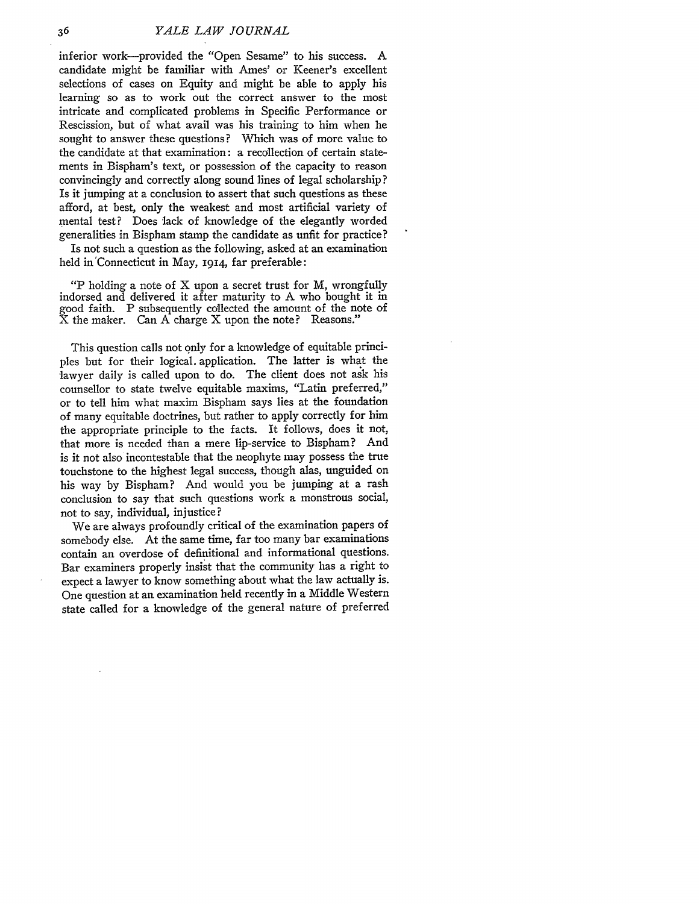inferior work—provided the "Open Sesame" to his success. A candidate might be familiar with Ames' or Keener's excellent selections of cases on Equity and might be able to apply his learning so as to work out the correct answer to the most intricate and complicated problems in Specific Performance or Rescission, but of what avail was his training to him when he sought to answer these questions? Which was of more value to the candidate at that examination: a recollection of certain statements in Bispham's text, or possession of the capacity to reason convincingly and correctly along sound lines of legal scholarship? Is it jumping at a conclusion to assert that such questions as these afford, at best, only the weakest and most artificial variety of mental test? Does lack of knowledge of the elegantly worded generalities in Bispham stamp the candidate as unfit for practice?

Is not such a question as the following, asked at an examination held in Connecticut in May, 1914, far preferable:

> "P holding a note of X upon a secret trust for M, wrongfully indorsed and delivered it after maturity to A who bought it in good faith. P subsequently collected the amount of the note of X the maker. Can A charge X upon the note? Reasons."

This question calls not only for a knowledge of equitable principles but for their logical application. The latter is what the lawyer daily is called upon to do. The client does not ask his counsellor to state twelve equitable maxims, "Latin preferred," or to tell him what maxim Bispham says lies at the foundation of many equitable doctrines, but rather to apply correctly for him the appropriate principle to the facts. It follows, does it not, that more is needed than a mere lip-service to Bispham? And is it not also incontestable that the neophyte may possess the true touchstone to the highest legal success, though alas, unguided on his way by Bispham? And would you be jumping at a rash conclusion to say that such questions work a monstrous social, not to say, individual, injustice?

We are always profoundly critical of the examination papers of somebody else. At the same time, far too many bar examinations contain an overdose of definitional and informational questions. Bar examiners properly insist that the community has a right to expect a lawyer to know something about what the law actually is. One question at an examination held recently in a Middle Western state called for a knowledge of the general nature of preferred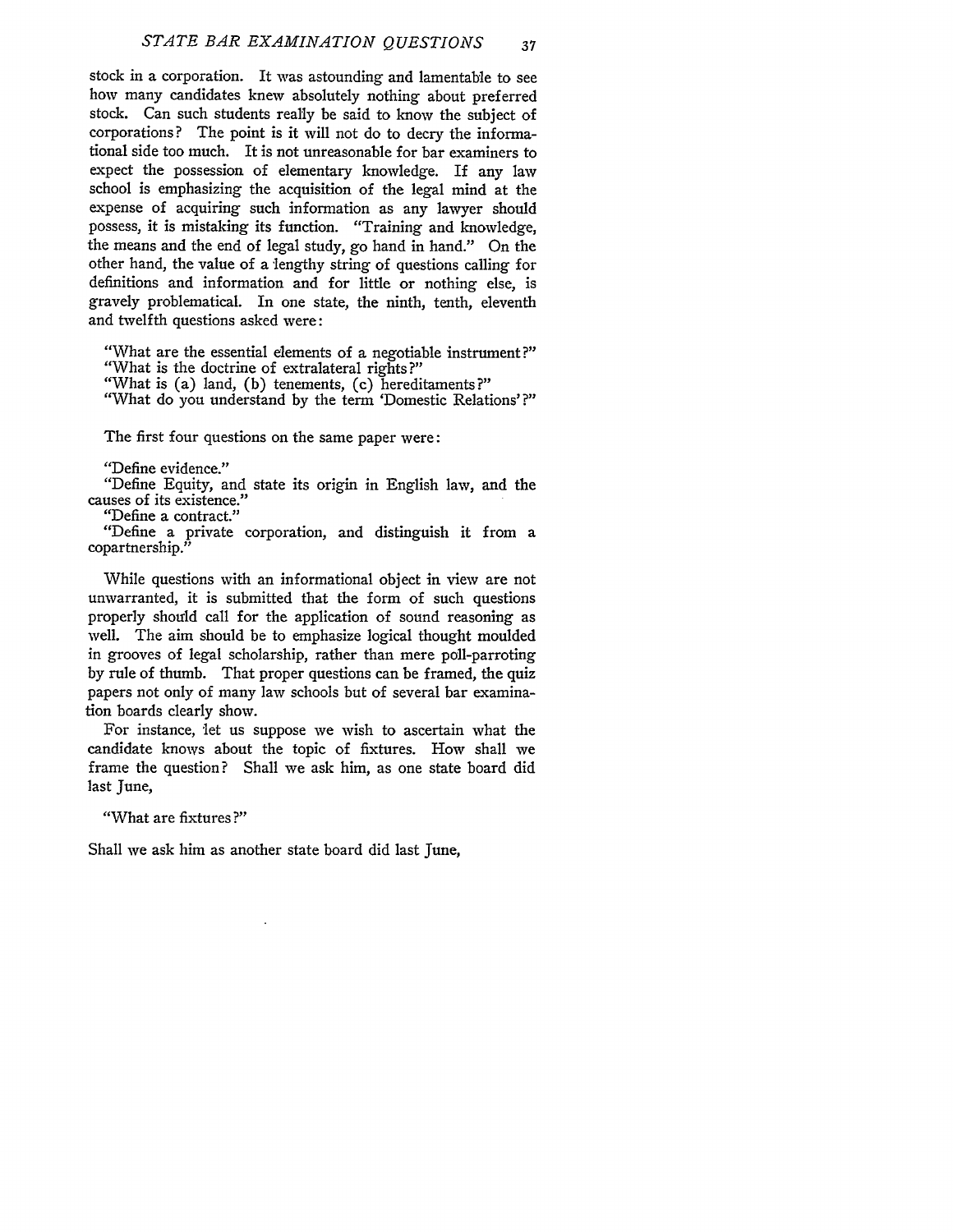stock in a corporation. It was astounding and lamentable to see how many candidates knew absolutely nothing about preferred stock. Can such students really be said to know the subject of corporations? The point is it will not do to decry the informational side too much. It is not unreasonable for bar examiners to expect the possession of elementary knowledge. If any law school is emphasizing the acquisition of the legal mind at the expense of acquiring such information as any lawyer should possess, it is mistaking its function. "Training and knowledge, the means and the end of legal study, go hand in hand." On the other hand, the value of a lengthy string of questions calling for definitions and information and for little or nothing else, is gravely problematical. In one state, the ninth, tenth, eleventh and twelfth questions asked were:

"What are the essential elements of a negotiable instrument?"
"What is the doctrine of extralateral rights?"
"What is (a) land, (b) tenements, (c) hereditaments?"
"What do you understand by the term 'Domestic Relations'?"

The first four questions on the same paper were:

"Define evidence."
"Define Equity, and state its origin in English law, and the causes of its existence."
"Define a contract."
"Define a private corporation, and distinguish it from a copartnership."

While questions with an informational object in view are not unwarranted, it is submitted that the form of such questions properly should call for the application of sound reasoning as well. The aim should be to emphasize logical thought moulded in grooves of legal scholarship, rather than mere poll-parroting by rule of thumb. That proper questions can be framed, the quiz papers not only of many law schools but of several bar examination boards clearly show.

For instance, let us suppose we wish to ascertain what the candidate knows about the topic of fixtures. How shall we frame the question? Shall we ask him, as one state board did last June,

"What are fixtures?"

Shall we ask him as another state board did last June,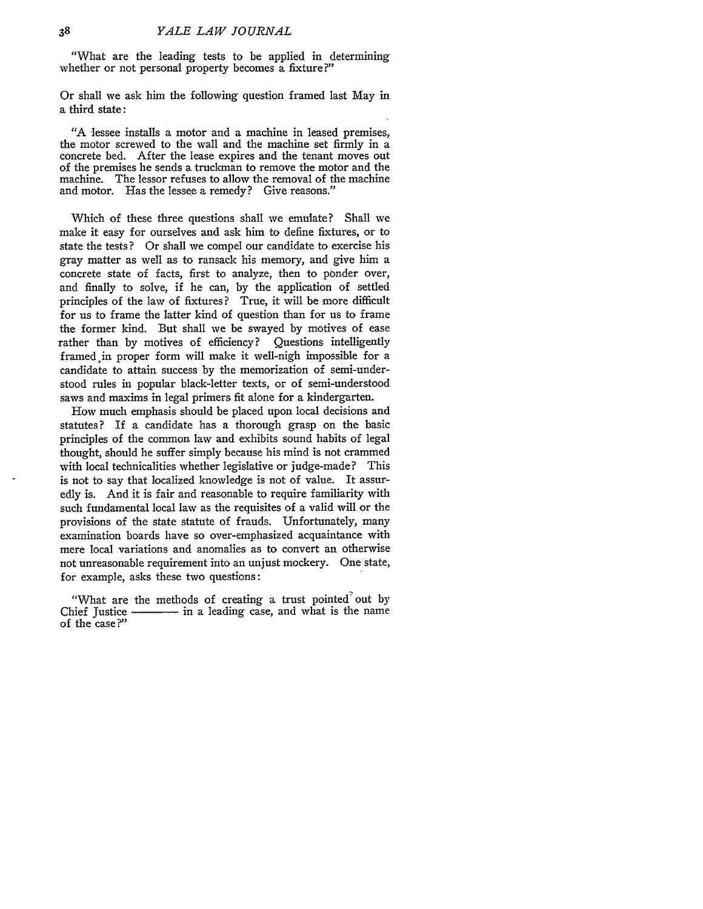"What are the leading tests to be applied in determining whether or not personal property becomes a fixture?"

Or shall we ask him the following question framed last May in a third state:

"A lessee installs a motor and a machine in leased premises, the motor screwed to the wall and the machine set firmly in a concrete bed. After the lease expires and the tenant moves out of the premises he sends a truckman to remove the motor and the machine. The lessor refuses to allow the removal of the machine and motor. Has the lessee a remedy? Give reasons."

Which of these three questions shall we emulate? Shall we make it easy for ourselves and ask him to define fixtures, or to state the tests? Or shall we compel our candidate to exercise his gray matter as well as to ransack his memory, and give him a concrete state of facts, first to analyze, then to ponder over, and finally to solve, if he can, by the application of settled principles of the law of fixtures? True, it will be more difficult for us to frame the latter kind of question than for us to frame the former kind. But shall we be swayed by motives of ease rather than by motives of efficiency? Questions intelligently framed in proper form will make it well-nigh impossible for a candidate to attain success by the memorization of semi-understood rules in popular black-letter texts, or of semi-understood saws and maxims in legal primers fit alone for a kindergarten.

How much emphasis should be placed upon local decisions and statutes? If a candidate has a thorough grasp on the basic principles of the common law and exhibits sound habits of legal thought, should he suffer simply because his mind is not crammed with local technicalities whether legislative or judge-made? This is not to say that localized knowledge is not of value. It assuredly is. And it is fair and reasonable to require familiarity with such fundamental local law as the requisites of a valid will or the provisions of the state statute of frauds. Unfortunately, many examination boards have so over-emphasized acquaintance with mere local variations and anomalies as to convert an otherwise not unreasonable requirement into an unjust mockery. One state, for example, asks these two questions:

"What are the methods of creating a trust pointed out by Chief Justice ——— in a leading case, and what is the name of the case?"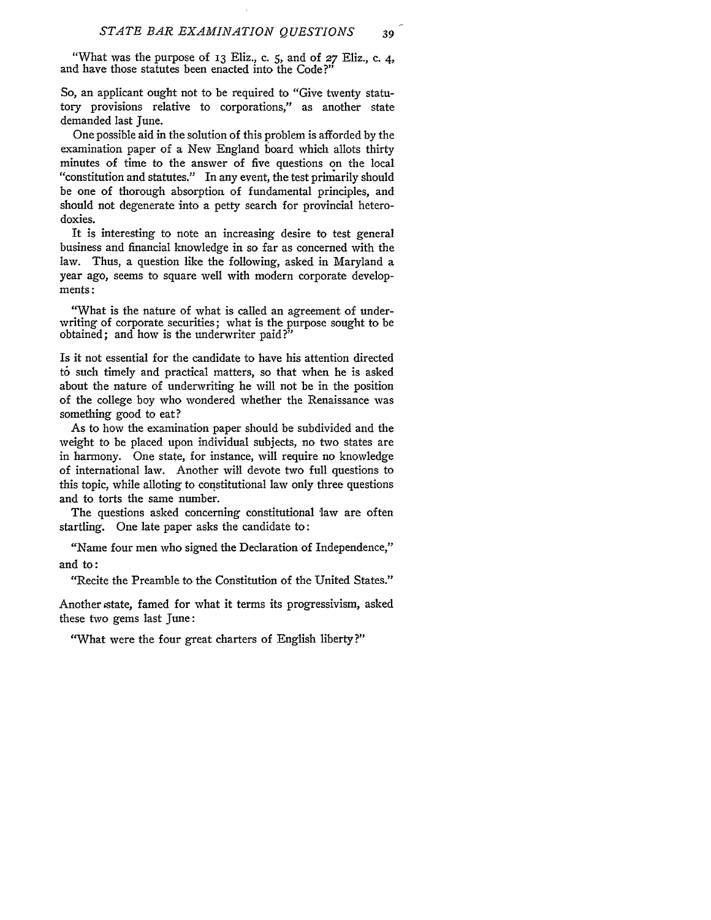"What was the purpose of 13 Eliz., c. 5, and of 27 Eliz., c. 4, and have those statutes been enacted into the Code?"

So, an applicant ought not to be required to "Give twenty statutory provisions relative to corporations," as another state demanded last June.

One possible aid in the solution of this problem is afforded by the examination paper of a New England board which allots thirty minutes of time to the answer of five questions on the local "constitution and statutes." In any event, the test primarily should be one of thorough absorption of fundamental principles, and should not degenerate into a petty search for provincial heterodoxies.

It is interesting to note an increasing desire to test general business and financial knowledge in so far as concerned with the law. Thus, a question like the following, asked in Maryland a year ago, seems to square well with modern corporate developments:

"What is the nature of what is called an agreement of underwriting of corporate securities; what is the purpose sought to be obtained; and how is the underwriter paid?"

Is it not essential for the candidate to have his attention directed to such timely and practical matters, so that when he is asked about the nature of underwriting he will not be in the position of the college boy who wondered whether the Renaissance was something good to eat?

As to how the examination paper should be subdivided and the weight to be placed upon individual subjects, no two states are in harmony. One state, for instance, will require no knowledge of international law. Another will devote two full questions to this topic, while alloting to constitutional law only three questions and to torts the same number.

The questions asked concerning constitutional law are often startling. One late paper asks the candidate to:

"Name four men who signed the Declaration of Independence,"

and to:

"Recite the Preamble to the Constitution of the United States."

Another state, famed for what it terms its progressivism, asked these two gems last June:

"What were the four great charters of English liberty?"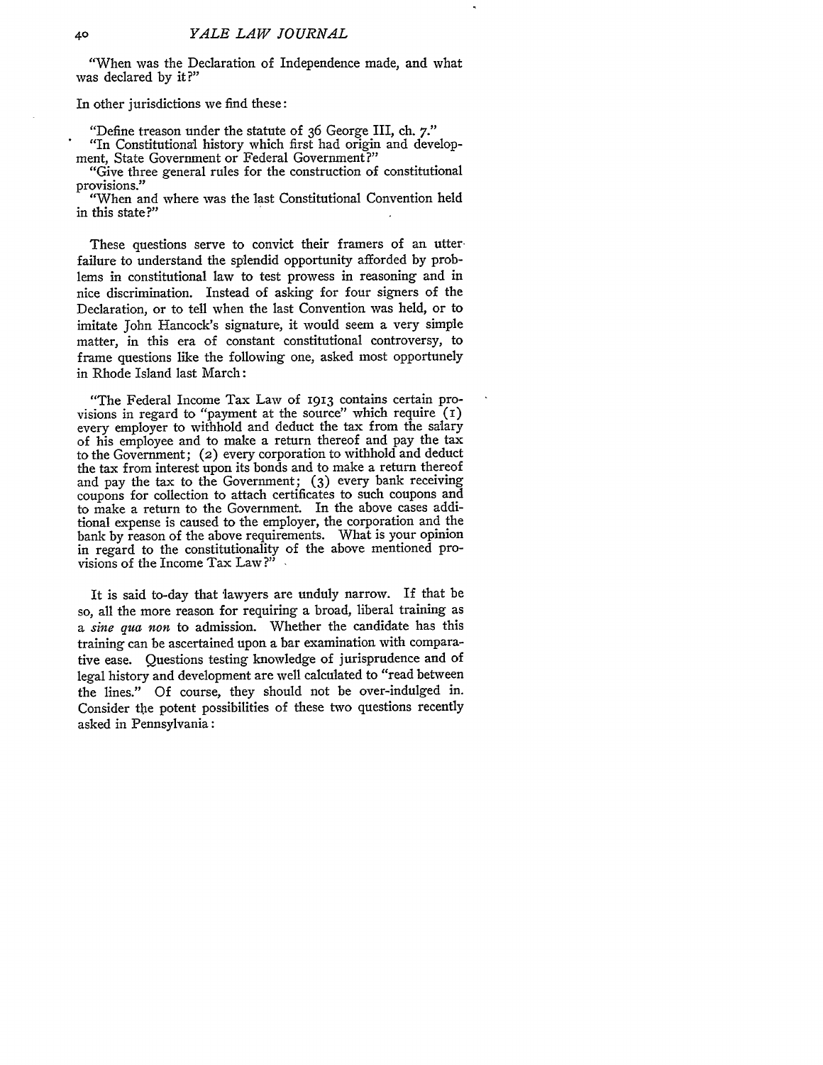"When was the Declaration of Independence made, and what was declared by it?"

In other jurisdictions we find these:

"Define treason under the statute of 36 George III, ch. 7."
"In Constitutional history which first had origin and development, State Government or Federal Government?"
"Give three general rules for the construction of constitutional provisions."
"When and where was the last Constitutional Convention held in this state?"

These questions serve to convict their framers of an utter failure to understand the splendid opportunity afforded by problems in constitutional law to test prowess in reasoning and in nice discrimination. Instead of asking for four signers of the Declaration, or to tell when the last Convention was held, or to imitate John Hancock's signature, it would seem a very simple matter, in this era of constant constitutional controversy, to frame questions like the following one, asked most opportunely in Rhode Island last March:

"The Federal Income Tax Law of 1913 contains certain provisions in regard to "payment at the source" which require (1) every employer to withhold and deduct the tax from the salary of his employee and to make a return thereof and pay the tax to the Government; (2) every corporation to withhold and deduct the tax from interest upon its bonds and to make a return thereof and pay the tax to the Government; (3) every bank receiving coupons for collection to attach certificates to such coupons and to make a return to the Government. In the above cases additional expense is caused to the employer, the corporation and the bank by reason of the above requirements. What is your opinion in regard to the constitutionality of the above mentioned provisions of the Income Tax Law?"

It is said to-day that lawyers are unduly narrow. If that be so, all the more reason for requiring a broad, liberal training as a *sine qua non* to admission. Whether the candidate has this training can be ascertained upon a bar examination with comparative ease. Questions testing knowledge of jurisprudence and of legal history and development are well calculated to "read between the lines." Of course, they should not be over-indulged in. Consider the potent possibilities of these two questions recently asked in Pennsylvania: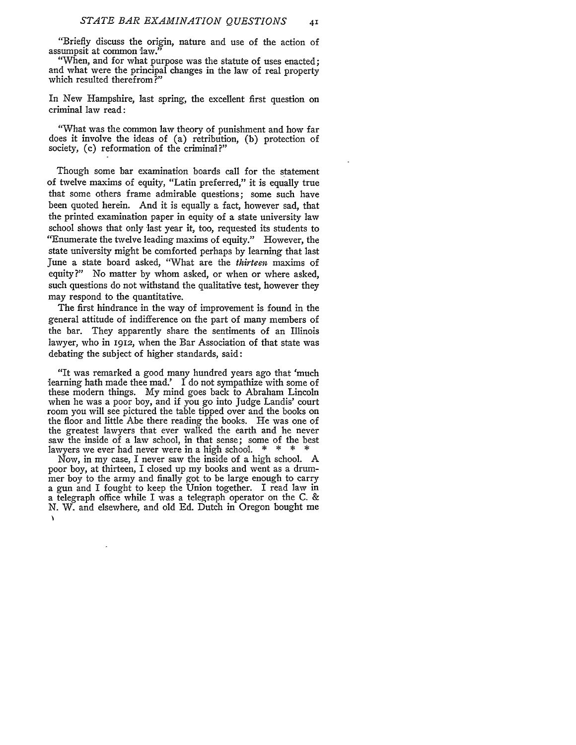> "Briefly discuss the origin, nature and use of the action of assumpsit at common law."
>
> "When, and for what purpose was the statute of uses enacted; and what were the principal changes in the law of real property which resulted therefrom?"

In New Hampshire, last spring, the excellent first question on criminal law read:

> "What was the common law theory of punishment and how far does it involve the ideas of (a) retribution, (b) protection of society, (c) reformation of the criminal?"

Though some bar examination boards call for the statement of twelve maxims of equity, "Latin preferred," it is equally true that some others frame admirable questions; some such have been quoted herein. And it is equally a fact, however sad, that the printed examination paper in equity of a state university law school shows that only last year it, too, requested its students to "Enumerate the twelve leading maxims of equity." However, the state university might be comforted perhaps by learning that last June a state board asked, "What are the *thirteen* maxims of equity?" No matter by whom asked, or when or where asked, such questions do not withstand the qualitative test, however they may respond to the quantitative.

The first hindrance in the way of improvement is found in the general attitude of indifference on the part of many members of the bar. They apparently share the sentiments of an Illinois lawyer, who in 1912, when the Bar Association of that state was debating the subject of higher standards, said:

> "It was remarked a good many hundred years ago that 'much learning hath made thee mad.' I do not sympathize with some of these modern things. My mind goes back to Abraham Lincoln when he was a poor boy, and if you go into Judge Landis' court room you will see pictured the table tipped over and the books on the floor and little Abe there reading the books. He was one of the greatest lawyers that ever walked the earth and he never saw the inside of a law school, in that sense; some of the best lawyers we ever had never were in a high school. * * * *
>
> Now, in my case, I never saw the inside of a high school. A poor boy, at thirteen, I closed up my books and went as a drummer boy to the army and finally got to be large enough to carry a gun and I fought to keep the Union together. I read law in a telegraph office while I was a telegraph operator on the C. & N. W. and elsewhere, and old Ed. Dutch in Oregon bought me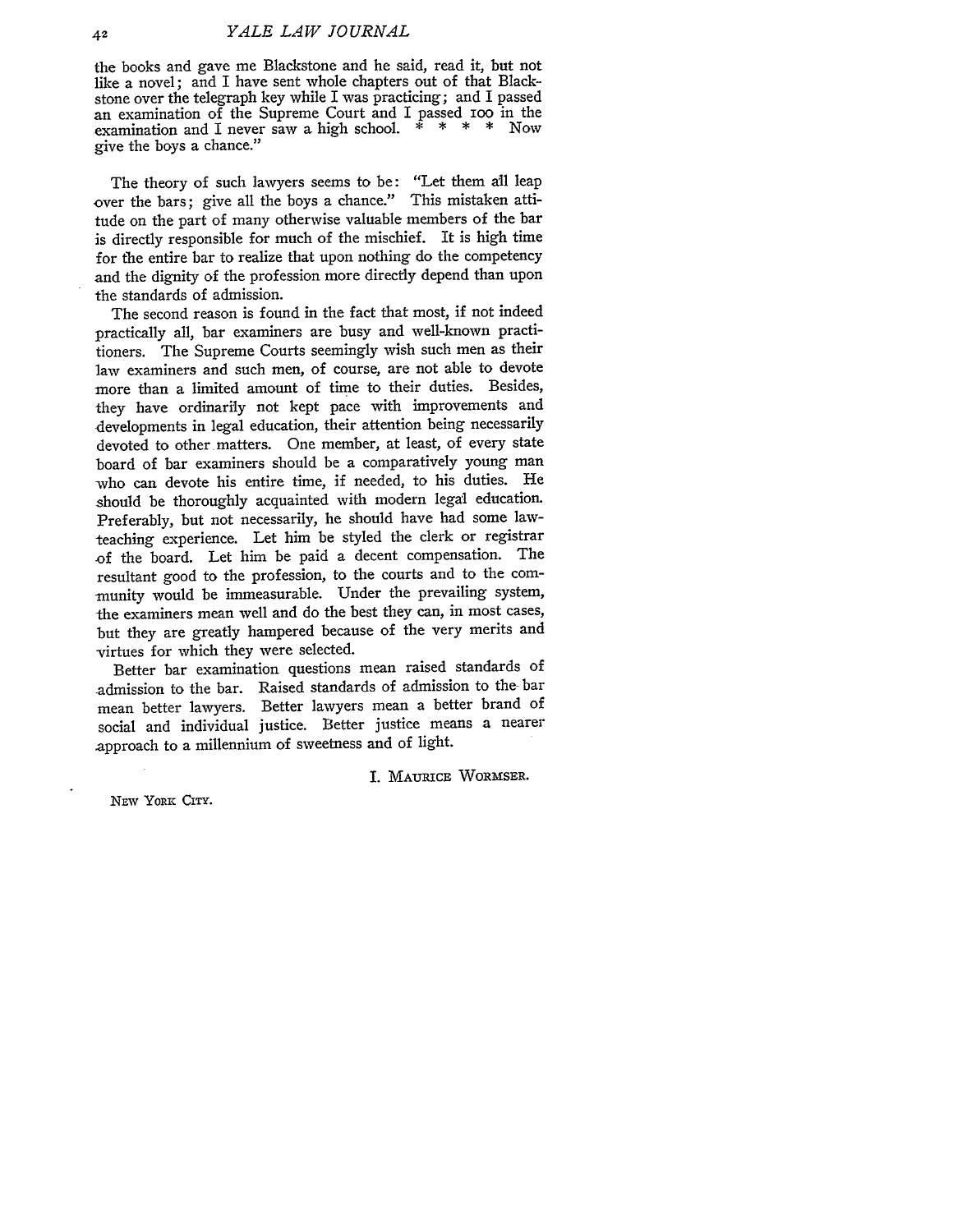the books and gave me Blackstone and he said, read it, but not like a novel; and I have sent whole chapters out of that Blackstone over the telegraph key while I was practicing; and I passed an examination of the Supreme Court and I passed 100 in the examination and I never saw a high school. * * * * Now give the boys a chance."

The theory of such lawyers seems to be: "Let them all leap over the bars; give all the boys a chance." This mistaken attitude on the part of many otherwise valuable members of the bar is directly responsible for much of the mischief. It is high time for the entire bar to realize that upon nothing do the competency and the dignity of the profession more directly depend than upon the standards of admission.

The second reason is found in the fact that most, if not indeed practically all, bar examiners are busy and well-known practitioners. The Supreme Courts seemingly wish such men as their law examiners and such men, of course, are not able to devote more than a limited amount of time to their duties. Besides, they have ordinarily not kept pace with improvements and developments in legal education, their attention being necessarily devoted to other matters. One member, at least, of every state board of bar examiners should be a comparatively young man who can devote his entire time, if needed, to his duties. He should be thoroughly acquainted with modern legal education. Preferably, but not necessarily, he should have had some law-teaching experience. Let him be styled the clerk or registrar of the board. Let him be paid a decent compensation. The resultant good to the profession, to the courts and to the community would be immeasurable. Under the prevailing system, the examiners mean well and do the best they can, in most cases, but they are greatly hampered because of the very merits and virtues for which they were selected.

Better bar examination questions mean raised standards of admission to the bar. Raised standards of admission to the bar mean better lawyers. Better lawyers mean a better brand of social and individual justice. Better justice means a nearer approach to a millennium of sweetness and of light.

I. MAURICE WORMSER.

NEW YORK CITY.